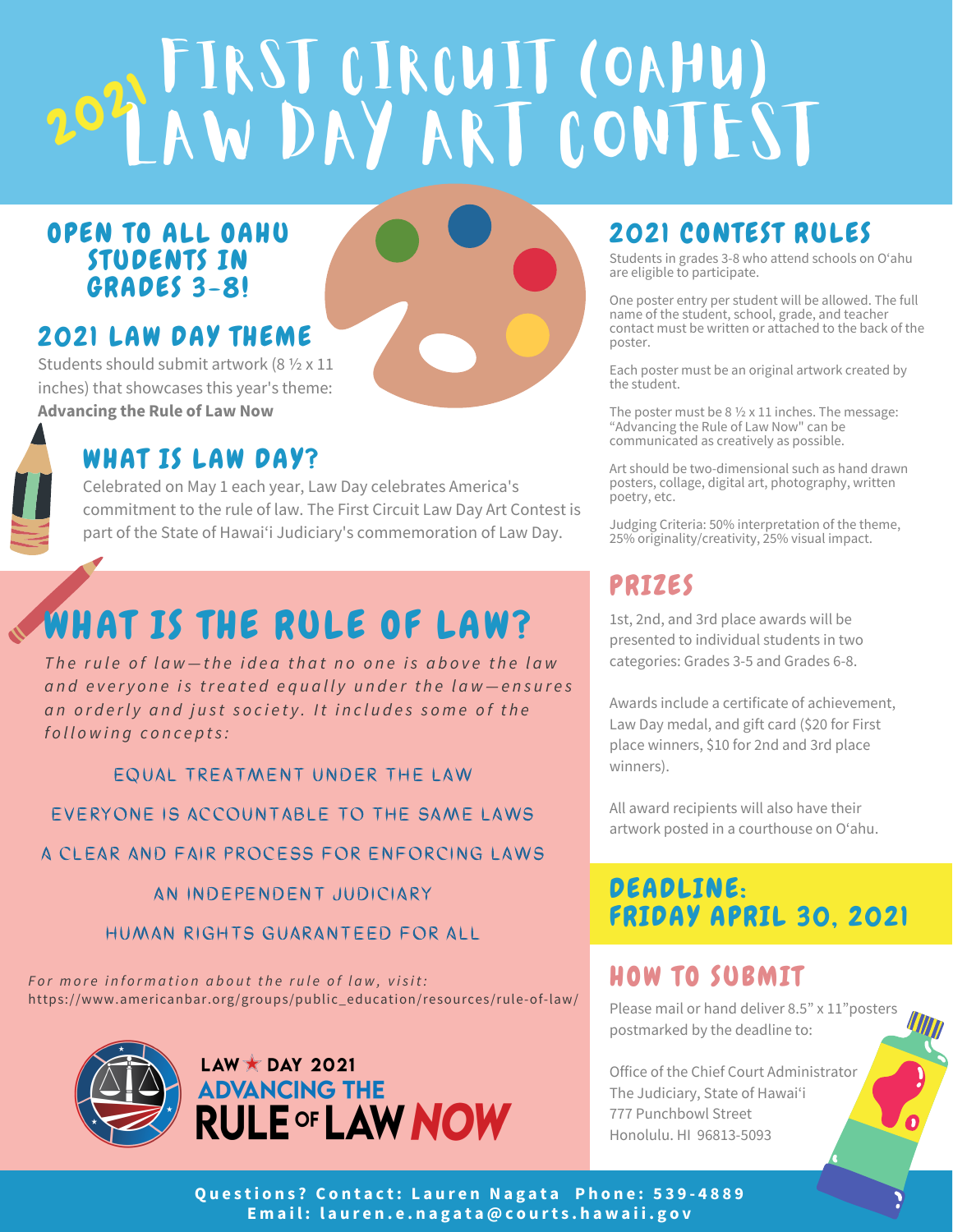# 2021 First Circuit (Oahu) Law Day Art Contest

## Open to all Oahu students in grades 3-8!

## 2021 Law Day Theme

Students should submit artwork (8 ½ x 11 inches) that showcases this year's theme: **Advancing the Rule of Law Now**

## What is Law Day?

Celebrated on May 1 each year, Law Day celebrates America's commitment to the rule of law. The First Circuit Law Day Art Contest is part of the State of Hawaiʻi Judiciary's commemoration of Law Day.

## What is the Rule of Law?

*The rule of law—the idea that no one is above the law and everyone is treated equally under the law—ensures an orderly and just society. It includes some of the following concepts:*

EQUAL TREATMENT UNDER THE LAW

EVERYONE IS ACCOUNTABLE TO THE SAME LAWS

A CLEAR AND FAIR PROCESS FOR ENFORCING LAWS

AN INDEPENDENT JUDICIARY

HUMAN RIGHTS GUARANTEED FOR ALL

*For more information about the rule of law, visit:*
https://www.americanbar.org/groups/public_education/resources/rule-of-law/

LAW ★ DAY 2021
ADVANCING THE RULE OF LAW NOW

## 2021 Contest Rules

Students in grades 3-8 who attend schools on Oʻahu are eligible to participate.

One poster entry per student will be allowed. The full name of the student, school, grade, and teacher contact must be written or attached to the back of the poster.

Each poster must be an original artwork created by the student.

The poster must be 8 ½ x 11 inches. The message: "Advancing the Rule of Law Now" can be communicated as creatively as possible.

Art should be two-dimensional such as hand drawn posters, collage, digital art, photography, written poetry, etc.

Judging Criteria: 50% interpretation of the theme, 25% originality/creativity, 25% visual impact.

## Prizes

1st, 2nd, and 3rd place awards will be presented to individual students in two categories: Grades 3-5 and Grades 6-8.

Awards include a certificate of achievement, Law Day medal, and gift card ($20 for First place winners, $10 for 2nd and 3rd place winners).

All award recipients will also have their artwork posted in a courthouse on Oʻahu.

## Deadline: Friday April 30, 2021

## How to Submit

Please mail or hand deliver 8.5" x 11"posters postmarked by the deadline to:

Office of the Chief Court Administrator
The Judiciary, State of Hawaiʻi
777 Punchbowl Street
Honolulu. HI 96813-5093

**Questions? Contact: Lauren Nagata Phone: 539-4889**
**Email: lauren.e.nagata@courts.hawaii.gov**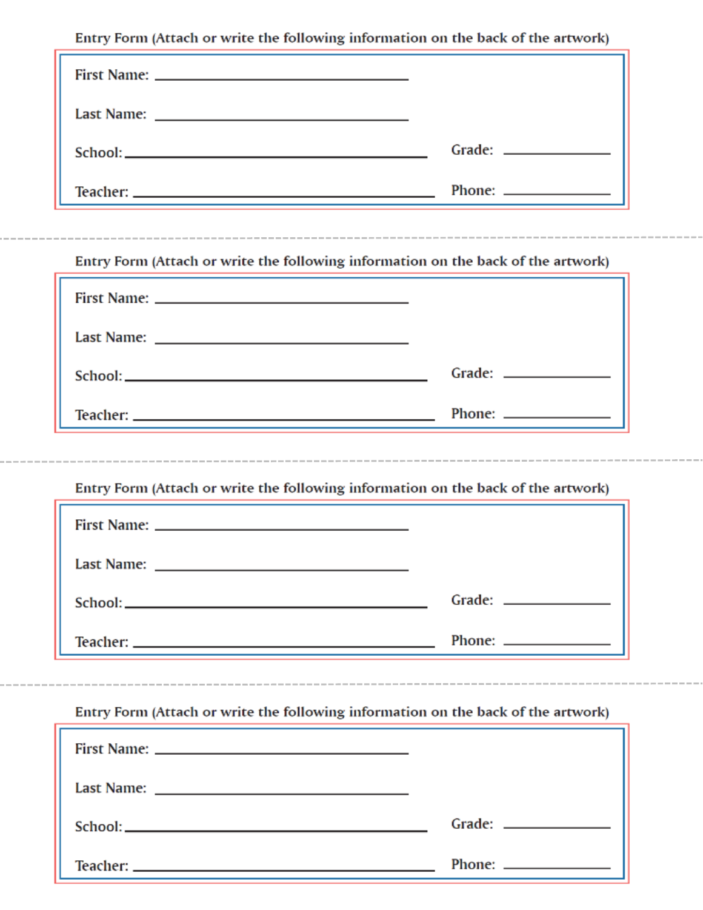Entry Form (Attach or write the following information on the back of the artwork)

First Name: ______________________________

Last Name: ______________________________

School: ____________________________________ Grade: ____________

Teacher: ____________________________________ Phone: ____________

---

Entry Form (Attach or write the following information on the back of the artwork)

First Name: ______________________________

Last Name: ______________________________

School: ____________________________________ Grade: ____________

Teacher: ____________________________________ Phone: ____________

---

Entry Form (Attach or write the following information on the back of the artwork)

First Name: ______________________________

Last Name: ______________________________

School: ____________________________________ Grade: ____________

Teacher: ____________________________________ Phone: ____________

---

Entry Form (Attach or write the following information on the back of the artwork)

First Name: ______________________________

Last Name: ______________________________

School: ____________________________________ Grade: ____________

Teacher: ____________________________________ Phone: ____________